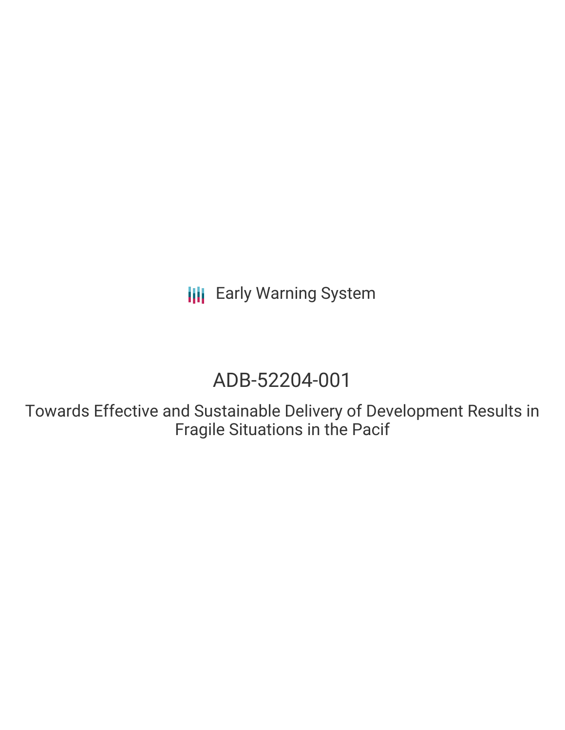Early Warning System

# ADB-52204-001

## Towards Effective and Sustainable Delivery of Development Results in Fragile Situations in the Pacif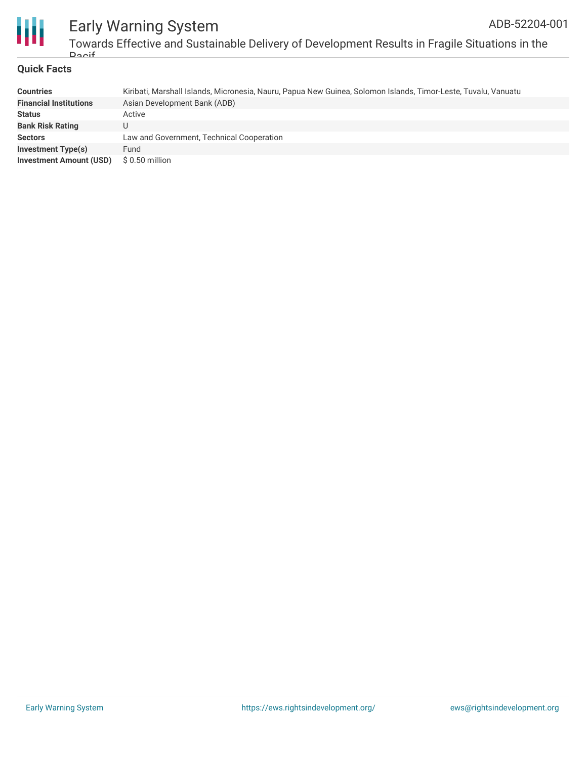## Quick Facts

| | |
|---|---|
| **Countries** | Kiribati, Marshall Islands, Micronesia, Nauru, Papua New Guinea, Solomon Islands, Timor-Leste, Tuvalu, Vanuatu |
| **Financial Institutions** | Asian Development Bank (ADB) |
| **Status** | Active |
| **Bank Risk Rating** | U |
| **Sectors** | Law and Government, Technical Cooperation |
| **Investment Type(s)** | Fund |
| **Investment Amount (USD)** | $ 0.50 million |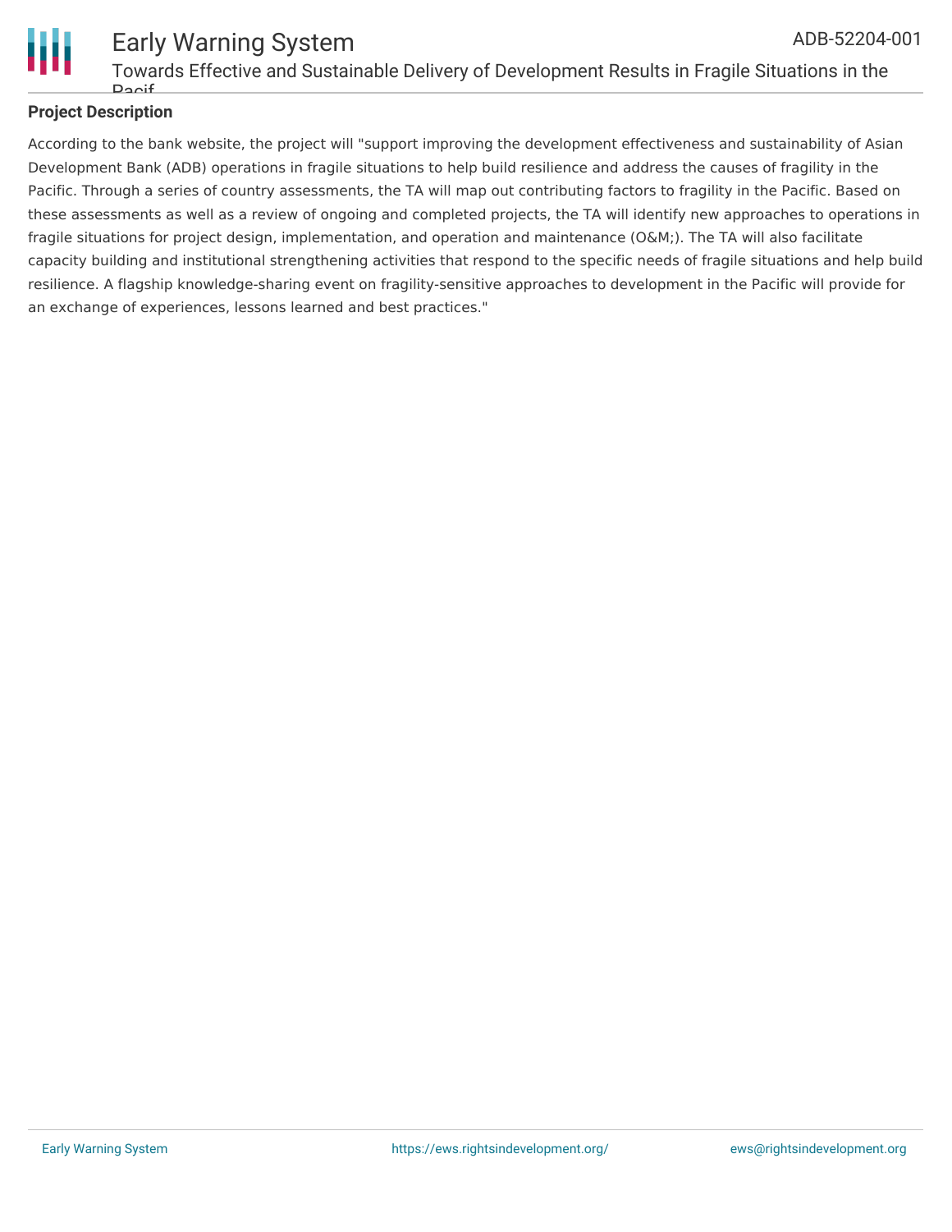**Project Description**

According to the bank website, the project will "support improving the development effectiveness and sustainability of Asian Development Bank (ADB) operations in fragile situations to help build resilience and address the causes of fragility in the Pacific. Through a series of country assessments, the TA will map out contributing factors to fragility in the Pacific. Based on these assessments as well as a review of ongoing and completed projects, the TA will identify new approaches to operations in fragile situations for project design, implementation, and operation and maintenance (O&M;). The TA will also facilitate capacity building and institutional strengthening activities that respond to the specific needs of fragile situations and help build resilience. A flagship knowledge-sharing event on fragility-sensitive approaches to development in the Pacific will provide for an exchange of experiences, lessons learned and best practices."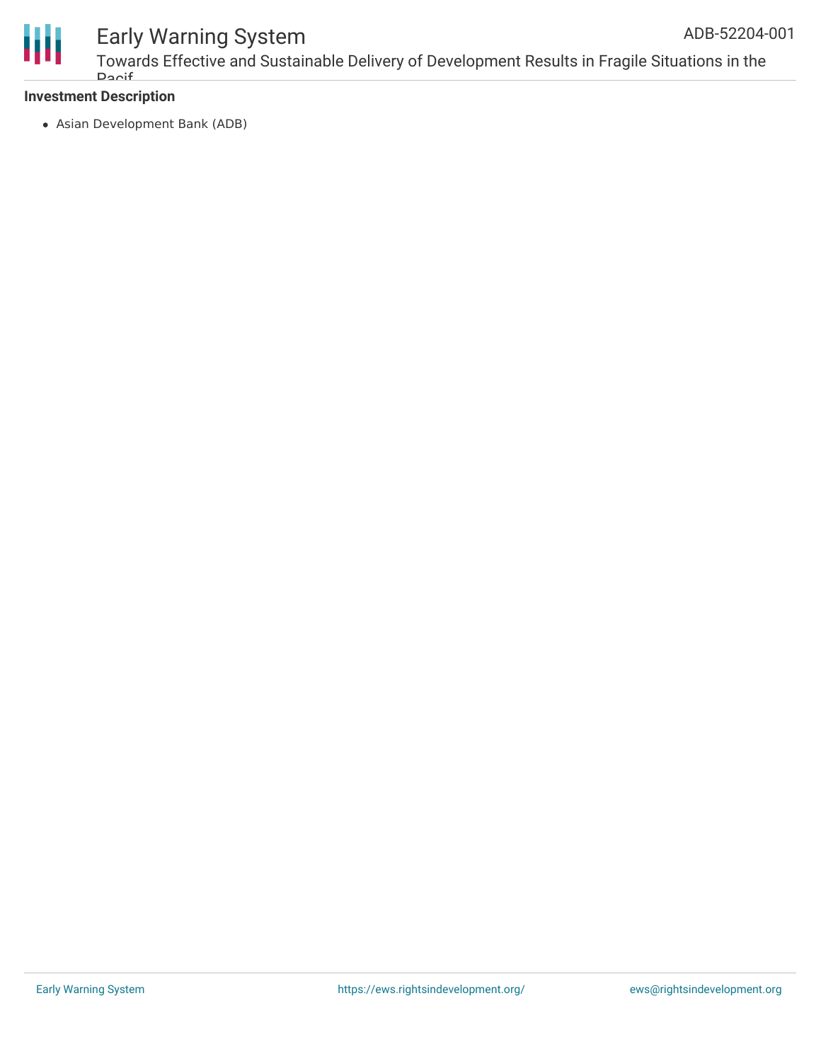**Investment Description**

- Asian Development Bank (ADB)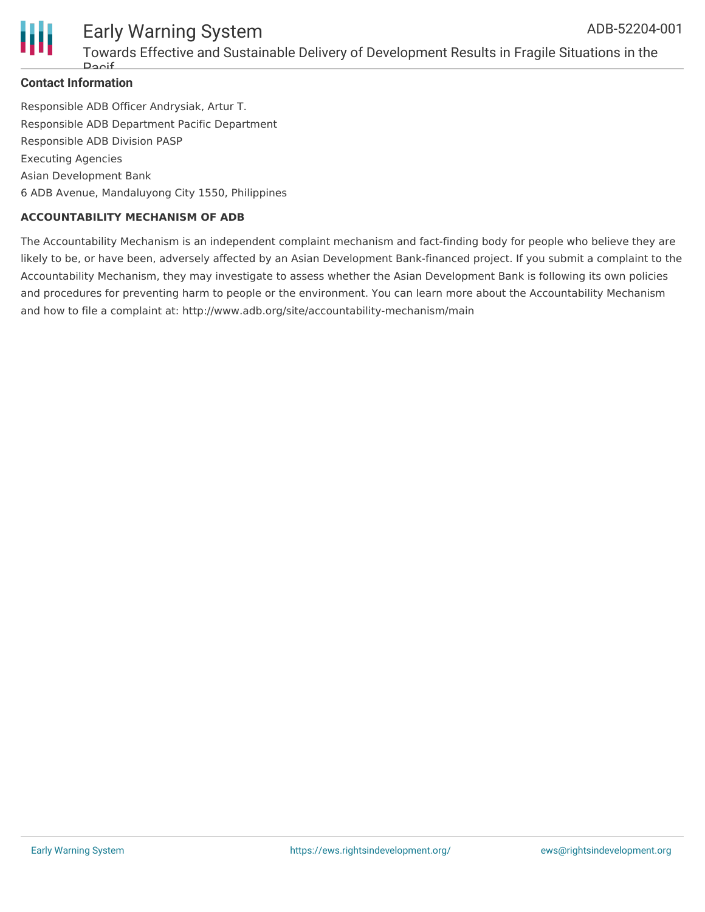## Contact Information

Responsible ADB Officer Andrysiak, Artur T.

Responsible ADB Department Pacific Department

Responsible ADB Division PASP

Executing Agencies

Asian Development Bank

6 ADB Avenue, Mandaluyong City 1550, Philippines

### ACCOUNTABILITY MECHANISM OF ADB

The Accountability Mechanism is an independent complaint mechanism and fact-finding body for people who believe they are likely to be, or have been, adversely affected by an Asian Development Bank-financed project. If you submit a complaint to the Accountability Mechanism, they may investigate to assess whether the Asian Development Bank is following its own policies and procedures for preventing harm to people or the environment. You can learn more about the Accountability Mechanism and how to file a complaint at: http://www.adb.org/site/accountability-mechanism/main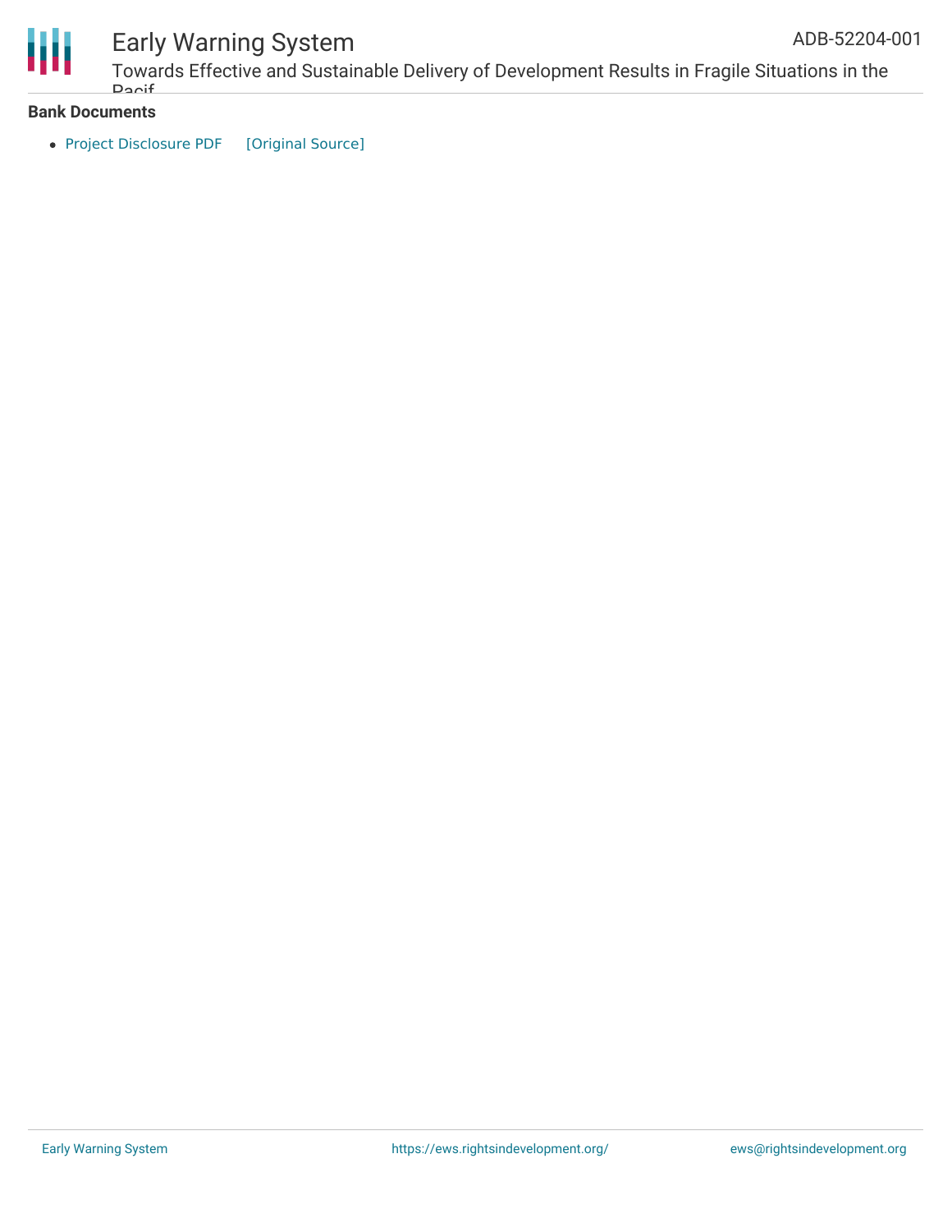## Bank Documents

- Project Disclosure PDF [Original Source]